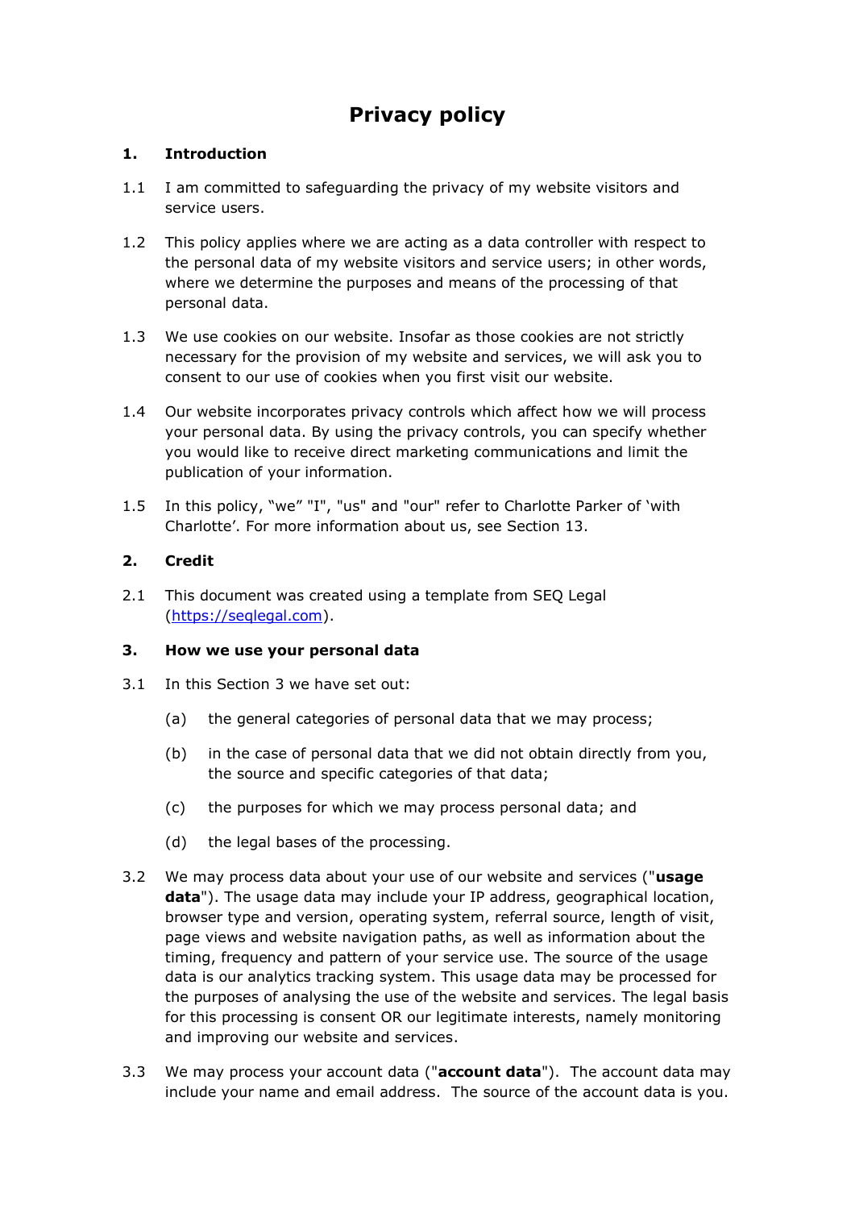# Privacy policy

## 1. Introduction

1.1 I am committed to safeguarding the privacy of my website visitors and service users.

1.2 This policy applies where we are acting as a data controller with respect to the personal data of my website visitors and service users; in other words, where we determine the purposes and means of the processing of that personal data.

1.3 We use cookies on our website. Insofar as those cookies are not strictly necessary for the provision of my website and services, we will ask you to consent to our use of cookies when you first visit our website.

1.4 Our website incorporates privacy controls which affect how we will process your personal data. By using the privacy controls, you can specify whether you would like to receive direct marketing communications and limit the publication of your information.

1.5 In this policy, "we" "I", "us" and "our" refer to Charlotte Parker of 'with Charlotte'. For more information about us, see Section 13.

## 2. Credit

2.1 This document was created using a template from SEQ Legal ([https://seqlegal.com](https://seqlegal.com)).

## 3. How we use your personal data

3.1 In this Section 3 we have set out:

(a) the general categories of personal data that we may process;

(b) in the case of personal data that we did not obtain directly from you, the source and specific categories of that data;

(c) the purposes for which we may process personal data; and

(d) the legal bases of the processing.

3.2 We may process data about your use of our website and services ("**usage data**"). The usage data may include your IP address, geographical location, browser type and version, operating system, referral source, length of visit, page views and website navigation paths, as well as information about the timing, frequency and pattern of your service use. The source of the usage data is our analytics tracking system. This usage data may be processed for the purposes of analysing the use of the website and services. The legal basis for this processing is consent OR our legitimate interests, namely monitoring and improving our website and services.

3.3 We may process your account data ("**account data**"). The account data may include your name and email address. The source of the account data is you.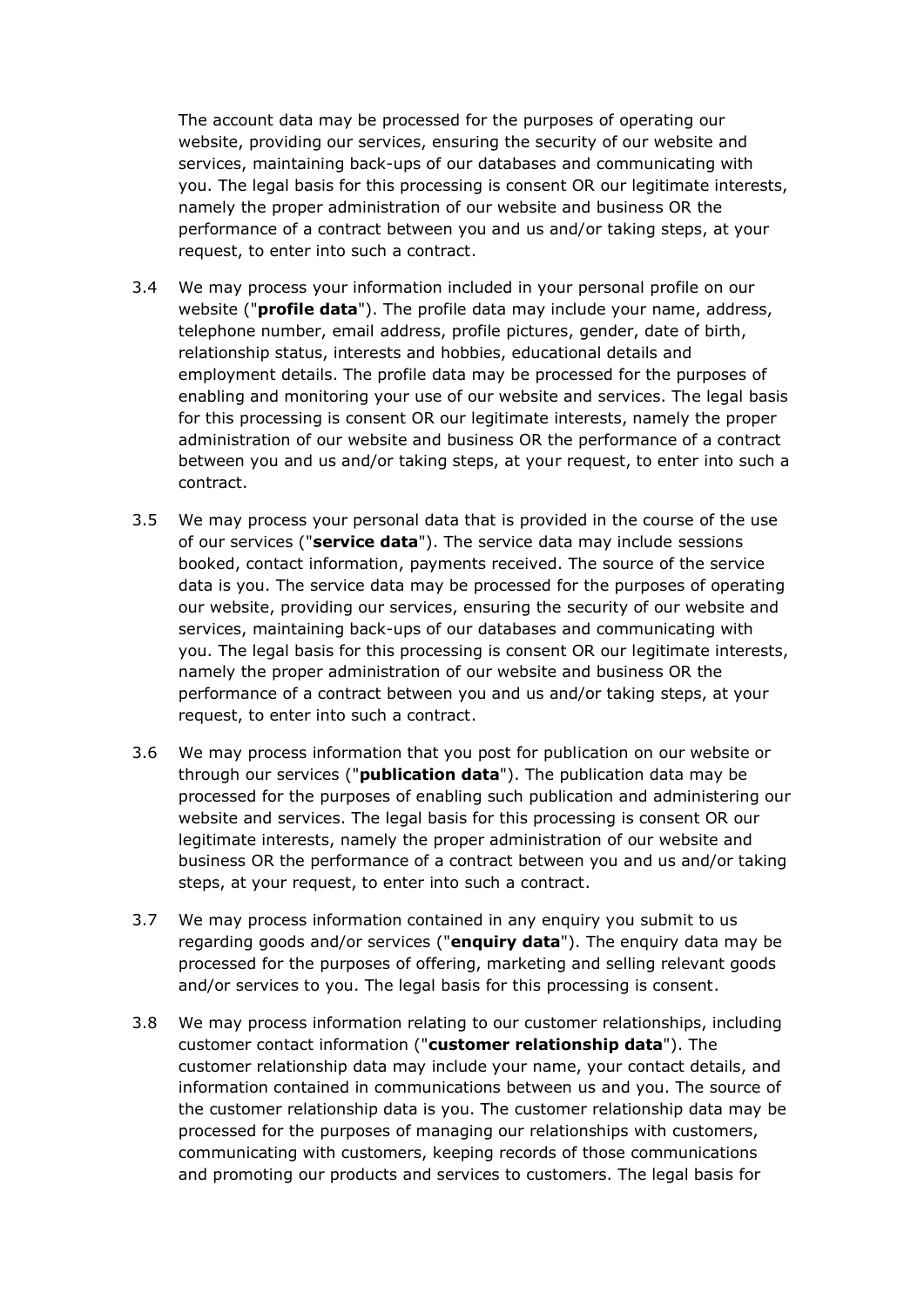The account data may be processed for the purposes of operating our website, providing our services, ensuring the security of our website and services, maintaining back-ups of our databases and communicating with you. The legal basis for this processing is consent OR our legitimate interests, namely the proper administration of our website and business OR the performance of a contract between you and us and/or taking steps, at your request, to enter into such a contract.

3.4 We may process your information included in your personal profile on our website ("**profile data**"). The profile data may include your name, address, telephone number, email address, profile pictures, gender, date of birth, relationship status, interests and hobbies, educational details and employment details. The profile data may be processed for the purposes of enabling and monitoring your use of our website and services. The legal basis for this processing is consent OR our legitimate interests, namely the proper administration of our website and business OR the performance of a contract between you and us and/or taking steps, at your request, to enter into such a contract.

3.5 We may process your personal data that is provided in the course of the use of our services ("**service data**"). The service data may include sessions booked, contact information, payments received. The source of the service data is you. The service data may be processed for the purposes of operating our website, providing our services, ensuring the security of our website and services, maintaining back-ups of our databases and communicating with you. The legal basis for this processing is consent OR our legitimate interests, namely the proper administration of our website and business OR the performance of a contract between you and us and/or taking steps, at your request, to enter into such a contract.

3.6 We may process information that you post for publication on our website or through our services ("**publication data**"). The publication data may be processed for the purposes of enabling such publication and administering our website and services. The legal basis for this processing is consent OR our legitimate interests, namely the proper administration of our website and business OR the performance of a contract between you and us and/or taking steps, at your request, to enter into such a contract.

3.7 We may process information contained in any enquiry you submit to us regarding goods and/or services ("**enquiry data**"). The enquiry data may be processed for the purposes of offering, marketing and selling relevant goods and/or services to you. The legal basis for this processing is consent.

3.8 We may process information relating to our customer relationships, including customer contact information ("**customer relationship data**"). The customer relationship data may include your name, your contact details, and information contained in communications between us and you. The source of the customer relationship data is you. The customer relationship data may be processed for the purposes of managing our relationships with customers, communicating with customers, keeping records of those communications and promoting our products and services to customers. The legal basis for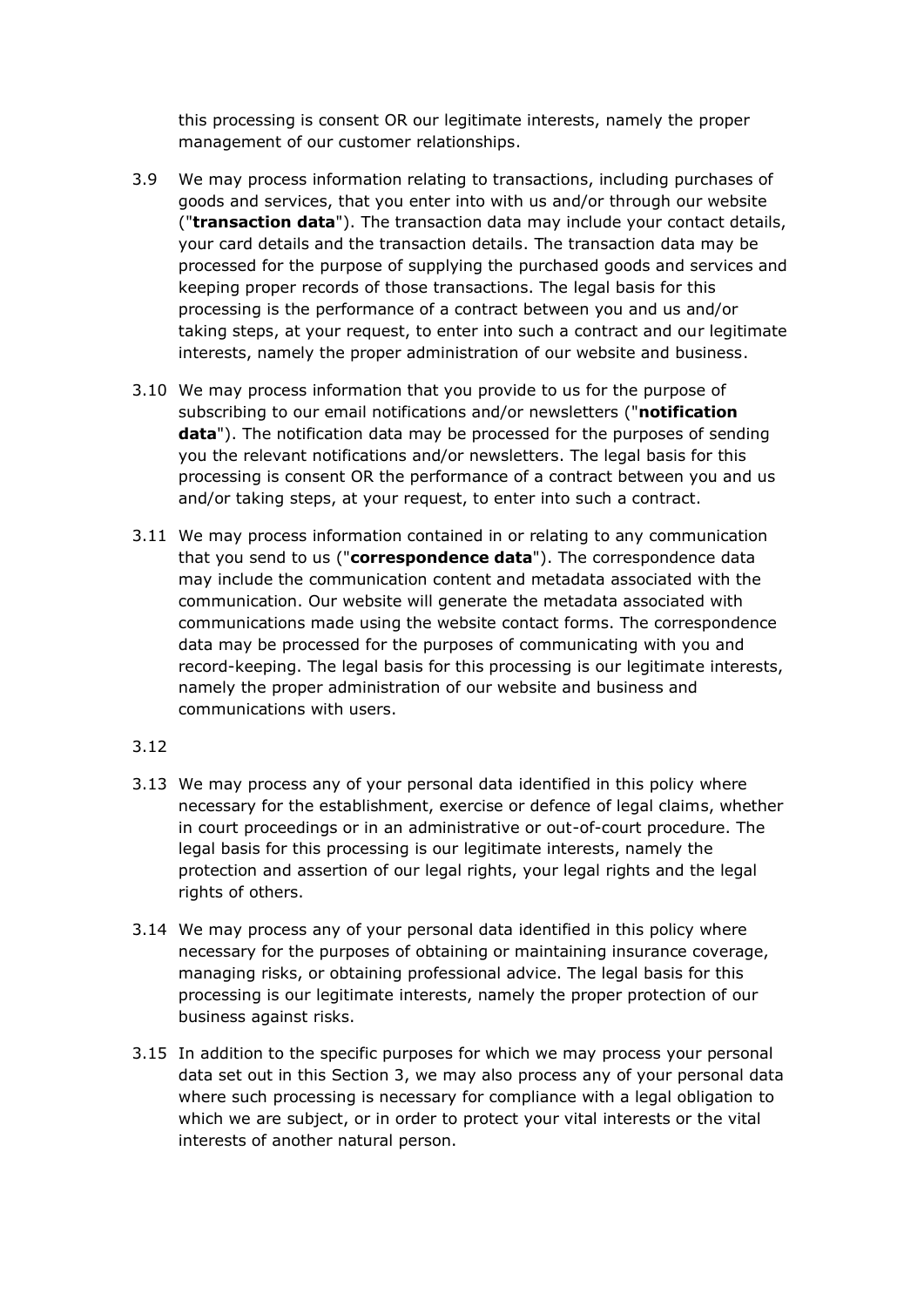this processing is consent OR our legitimate interests, namely the proper management of our customer relationships.

3.9 We may process information relating to transactions, including purchases of goods and services, that you enter into with us and/or through our website ("**transaction data**"). The transaction data may include your contact details, your card details and the transaction details. The transaction data may be processed for the purpose of supplying the purchased goods and services and keeping proper records of those transactions. The legal basis for this processing is the performance of a contract between you and us and/or taking steps, at your request, to enter into such a contract and our legitimate interests, namely the proper administration of our website and business.

3.10 We may process information that you provide to us for the purpose of subscribing to our email notifications and/or newsletters ("**notification data**"). The notification data may be processed for the purposes of sending you the relevant notifications and/or newsletters. The legal basis for this processing is consent OR the performance of a contract between you and us and/or taking steps, at your request, to enter into such a contract.

3.11 We may process information contained in or relating to any communication that you send to us ("**correspondence data**"). The correspondence data may include the communication content and metadata associated with the communication. Our website will generate the metadata associated with communications made using the website contact forms. The correspondence data may be processed for the purposes of communicating with you and record-keeping. The legal basis for this processing is our legitimate interests, namely the proper administration of our website and business and communications with users.

3.12

3.13 We may process any of your personal data identified in this policy where necessary for the establishment, exercise or defence of legal claims, whether in court proceedings or in an administrative or out-of-court procedure. The legal basis for this processing is our legitimate interests, namely the protection and assertion of our legal rights, your legal rights and the legal rights of others.

3.14 We may process any of your personal data identified in this policy where necessary for the purposes of obtaining or maintaining insurance coverage, managing risks, or obtaining professional advice. The legal basis for this processing is our legitimate interests, namely the proper protection of our business against risks.

3.15 In addition to the specific purposes for which we may process your personal data set out in this Section 3, we may also process any of your personal data where such processing is necessary for compliance with a legal obligation to which we are subject, or in order to protect your vital interests or the vital interests of another natural person.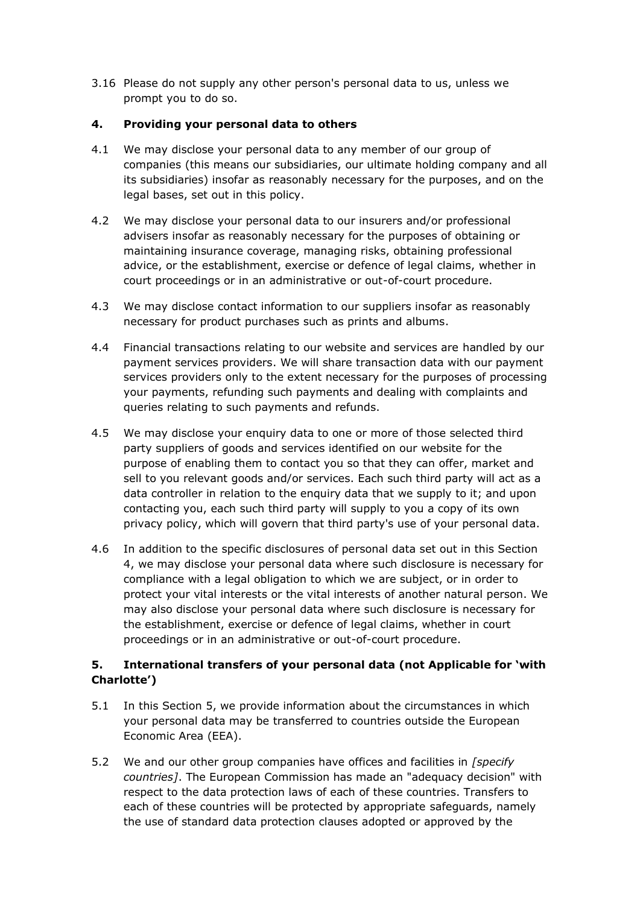3.16 Please do not supply any other person's personal data to us, unless we prompt you to do so.

## 4. Providing your personal data to others

4.1 We may disclose your personal data to any member of our group of companies (this means our subsidiaries, our ultimate holding company and all its subsidiaries) insofar as reasonably necessary for the purposes, and on the legal bases, set out in this policy.

4.2 We may disclose your personal data to our insurers and/or professional advisers insofar as reasonably necessary for the purposes of obtaining or maintaining insurance coverage, managing risks, obtaining professional advice, or the establishment, exercise or defence of legal claims, whether in court proceedings or in an administrative or out-of-court procedure.

4.3 We may disclose contact information to our suppliers insofar as reasonably necessary for product purchases such as prints and albums.

4.4 Financial transactions relating to our website and services are handled by our payment services providers. We will share transaction data with our payment services providers only to the extent necessary for the purposes of processing your payments, refunding such payments and dealing with complaints and queries relating to such payments and refunds.

4.5 We may disclose your enquiry data to one or more of those selected third party suppliers of goods and services identified on our website for the purpose of enabling them to contact you so that they can offer, market and sell to you relevant goods and/or services. Each such third party will act as a data controller in relation to the enquiry data that we supply to it; and upon contacting you, each such third party will supply to you a copy of its own privacy policy, which will govern that third party's use of your personal data.

4.6 In addition to the specific disclosures of personal data set out in this Section 4, we may disclose your personal data where such disclosure is necessary for compliance with a legal obligation to which we are subject, or in order to protect your vital interests or the vital interests of another natural person. We may also disclose your personal data where such disclosure is necessary for the establishment, exercise or defence of legal claims, whether in court proceedings or in an administrative or out-of-court procedure.

## 5. International transfers of your personal data (not Applicable for 'with Charlotte')

5.1 In this Section 5, we provide information about the circumstances in which your personal data may be transferred to countries outside the European Economic Area (EEA).

5.2 We and our other group companies have offices and facilities in *[specify countries]*. The European Commission has made an "adequacy decision" with respect to the data protection laws of each of these countries. Transfers to each of these countries will be protected by appropriate safeguards, namely the use of standard data protection clauses adopted or approved by the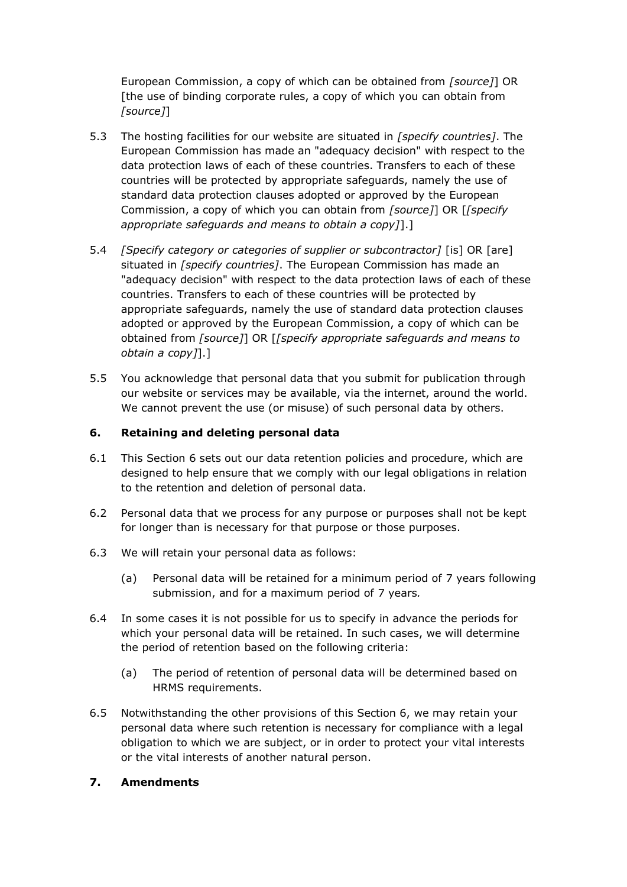European Commission, a copy of which can be obtained from *[source]*] OR [the use of binding corporate rules, a copy of which you can obtain from *[source]*]

5.3 The hosting facilities for our website are situated in *[specify countries]*. The European Commission has made an "adequacy decision" with respect to the data protection laws of each of these countries. Transfers to each of these countries will be protected by appropriate safeguards, namely the use of standard data protection clauses adopted or approved by the European Commission, a copy of which you can obtain from *[source]*] OR [*[specify appropriate safeguards and means to obtain a copy]*].]

5.4 *[Specify category or categories of supplier or subcontractor]* [is] OR [are] situated in *[specify countries]*. The European Commission has made an "adequacy decision" with respect to the data protection laws of each of these countries. Transfers to each of these countries will be protected by appropriate safeguards, namely the use of standard data protection clauses adopted or approved by the European Commission, a copy of which can be obtained from *[source]*] OR [*[specify appropriate safeguards and means to obtain a copy]*].]

5.5 You acknowledge that personal data that you submit for publication through our website or services may be available, via the internet, around the world. We cannot prevent the use (or misuse) of such personal data by others.

**6. Retaining and deleting personal data**

6.1 This Section 6 sets out our data retention policies and procedure, which are designed to help ensure that we comply with our legal obligations in relation to the retention and deletion of personal data.

6.2 Personal data that we process for any purpose or purposes shall not be kept for longer than is necessary for that purpose or those purposes.

6.3 We will retain your personal data as follows:

(a) Personal data will be retained for a minimum period of 7 years following submission, and for a maximum period of 7 years*.*

6.4 In some cases it is not possible for us to specify in advance the periods for which your personal data will be retained. In such cases, we will determine the period of retention based on the following criteria:

(a) The period of retention of personal data will be determined based on HRMS requirements.

6.5 Notwithstanding the other provisions of this Section 6, we may retain your personal data where such retention is necessary for compliance with a legal obligation to which we are subject, or in order to protect your vital interests or the vital interests of another natural person.

**7. Amendments**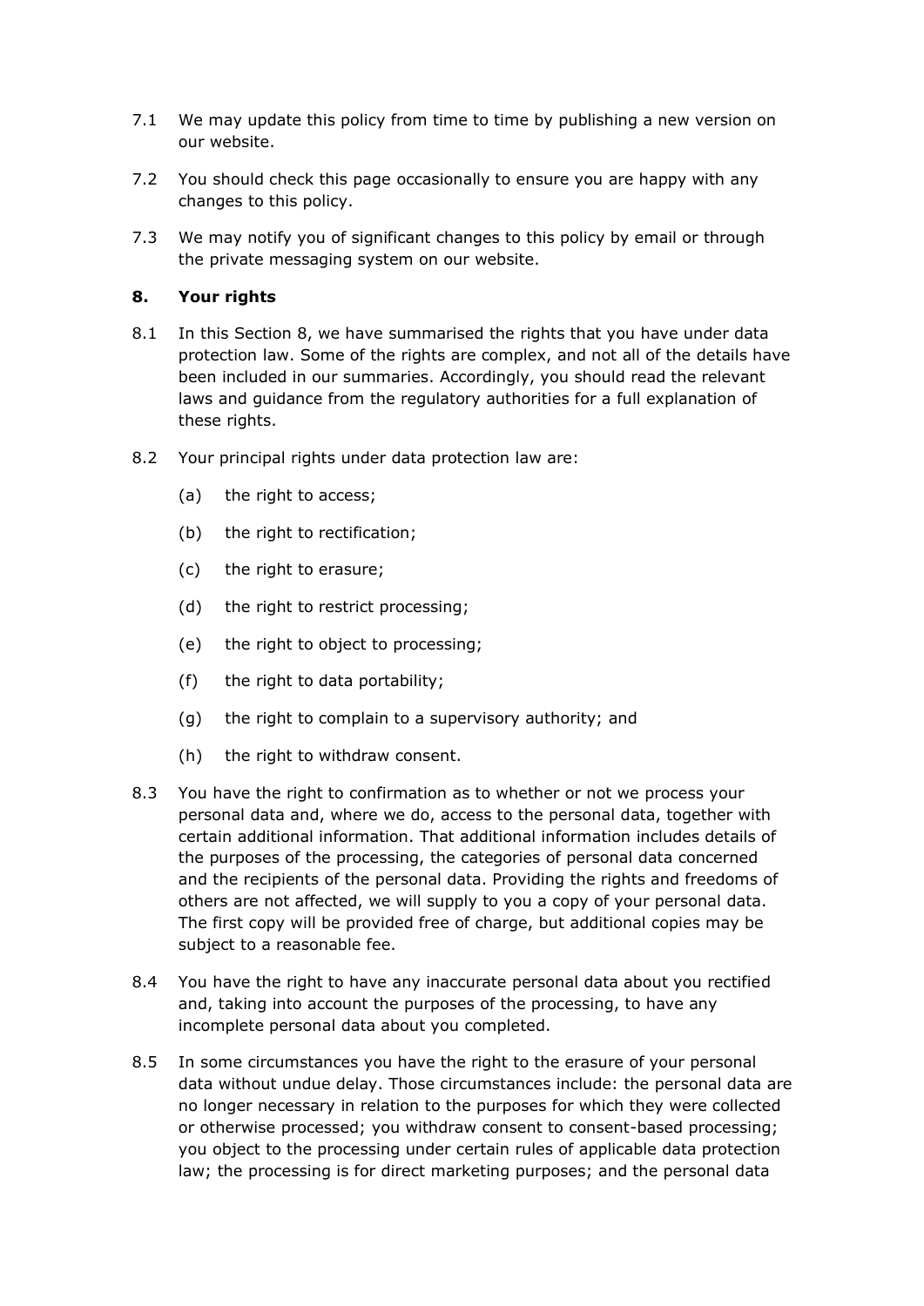7.1 We may update this policy from time to time by publishing a new version on our website.

7.2 You should check this page occasionally to ensure you are happy with any changes to this policy.

7.3 We may notify you of significant changes to this policy by email or through the private messaging system on our website.

## 8. Your rights

8.1 In this Section 8, we have summarised the rights that you have under data protection law. Some of the rights are complex, and not all of the details have been included in our summaries. Accordingly, you should read the relevant laws and guidance from the regulatory authorities for a full explanation of these rights.

8.2 Your principal rights under data protection law are:

(a) the right to access;

(b) the right to rectification;

(c) the right to erasure;

(d) the right to restrict processing;

(e) the right to object to processing;

(f) the right to data portability;

(g) the right to complain to a supervisory authority; and

(h) the right to withdraw consent.

8.3 You have the right to confirmation as to whether or not we process your personal data and, where we do, access to the personal data, together with certain additional information. That additional information includes details of the purposes of the processing, the categories of personal data concerned and the recipients of the personal data. Providing the rights and freedoms of others are not affected, we will supply to you a copy of your personal data. The first copy will be provided free of charge, but additional copies may be subject to a reasonable fee.

8.4 You have the right to have any inaccurate personal data about you rectified and, taking into account the purposes of the processing, to have any incomplete personal data about you completed.

8.5 In some circumstances you have the right to the erasure of your personal data without undue delay. Those circumstances include: the personal data are no longer necessary in relation to the purposes for which they were collected or otherwise processed; you withdraw consent to consent-based processing; you object to the processing under certain rules of applicable data protection law; the processing is for direct marketing purposes; and the personal data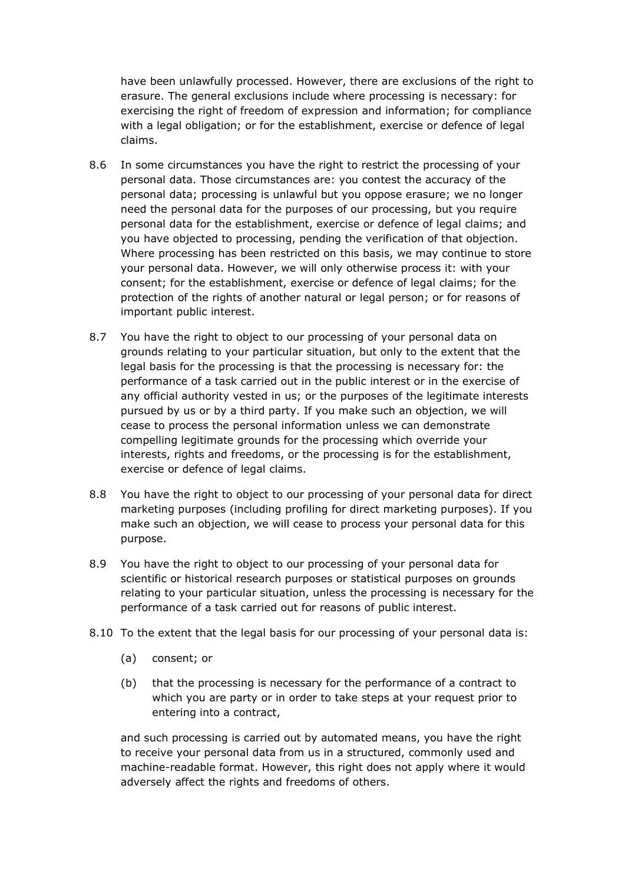have been unlawfully processed. However, there are exclusions of the right to erasure. The general exclusions include where processing is necessary: for exercising the right of freedom of expression and information; for compliance with a legal obligation; or for the establishment, exercise or defence of legal claims.

8.6 In some circumstances you have the right to restrict the processing of your personal data. Those circumstances are: you contest the accuracy of the personal data; processing is unlawful but you oppose erasure; we no longer need the personal data for the purposes of our processing, but you require personal data for the establishment, exercise or defence of legal claims; and you have objected to processing, pending the verification of that objection. Where processing has been restricted on this basis, we may continue to store your personal data. However, we will only otherwise process it: with your consent; for the establishment, exercise or defence of legal claims; for the protection of the rights of another natural or legal person; or for reasons of important public interest.

8.7 You have the right to object to our processing of your personal data on grounds relating to your particular situation, but only to the extent that the legal basis for the processing is that the processing is necessary for: the performance of a task carried out in the public interest or in the exercise of any official authority vested in us; or the purposes of the legitimate interests pursued by us or by a third party. If you make such an objection, we will cease to process the personal information unless we can demonstrate compelling legitimate grounds for the processing which override your interests, rights and freedoms, or the processing is for the establishment, exercise or defence of legal claims.

8.8 You have the right to object to our processing of your personal data for direct marketing purposes (including profiling for direct marketing purposes). If you make such an objection, we will cease to process your personal data for this purpose.

8.9 You have the right to object to our processing of your personal data for scientific or historical research purposes or statistical purposes on grounds relating to your particular situation, unless the processing is necessary for the performance of a task carried out for reasons of public interest.

8.10 To the extent that the legal basis for our processing of your personal data is:

(a) consent; or

(b) that the processing is necessary for the performance of a contract to which you are party or in order to take steps at your request prior to entering into a contract,

and such processing is carried out by automated means, you have the right to receive your personal data from us in a structured, commonly used and machine-readable format. However, this right does not apply where it would adversely affect the rights and freedoms of others.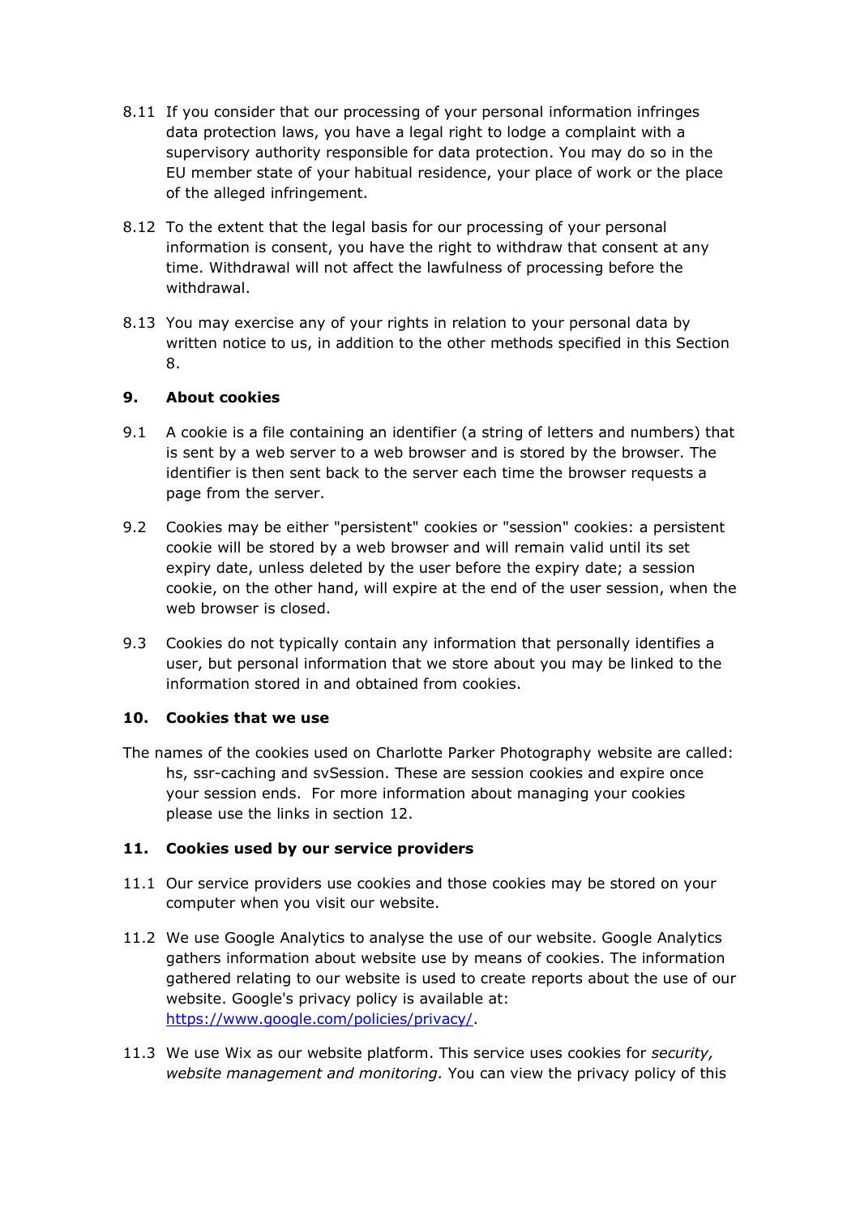8.11 If you consider that our processing of your personal information infringes data protection laws, you have a legal right to lodge a complaint with a supervisory authority responsible for data protection. You may do so in the EU member state of your habitual residence, your place of work or the place of the alleged infringement.

8.12 To the extent that the legal basis for our processing of your personal information is consent, you have the right to withdraw that consent at any time. Withdrawal will not affect the lawfulness of processing before the withdrawal.

8.13 You may exercise any of your rights in relation to your personal data by written notice to us, in addition to the other methods specified in this Section 8.

## 9. About cookies

9.1 A cookie is a file containing an identifier (a string of letters and numbers) that is sent by a web server to a web browser and is stored by the browser. The identifier is then sent back to the server each time the browser requests a page from the server.

9.2 Cookies may be either "persistent" cookies or "session" cookies: a persistent cookie will be stored by a web browser and will remain valid until its set expiry date, unless deleted by the user before the expiry date; a session cookie, on the other hand, will expire at the end of the user session, when the web browser is closed.

9.3 Cookies do not typically contain any information that personally identifies a user, but personal information that we store about you may be linked to the information stored in and obtained from cookies.

## 10. Cookies that we use

The names of the cookies used on Charlotte Parker Photography website are called: hs, ssr-caching and svSession. These are session cookies and expire once your session ends. For more information about managing your cookies please use the links in section 12.

## 11. Cookies used by our service providers

11.1 Our service providers use cookies and those cookies may be stored on your computer when you visit our website.

11.2 We use Google Analytics to analyse the use of our website. Google Analytics gathers information about website use by means of cookies. The information gathered relating to our website is used to create reports about the use of our website. Google's privacy policy is available at: [https://www.google.com/policies/privacy/](https://www.google.com/policies/privacy/).

11.3 We use Wix as our website platform. This service uses cookies for *security, website management and monitoring*. You can view the privacy policy of this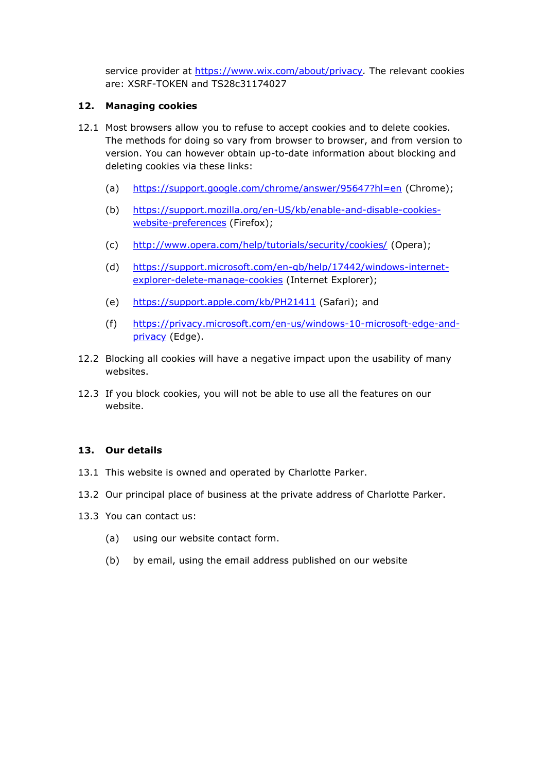service provider at [https://www.wix.com/about/privacy](https://www.wix.com/about/privacy). The relevant cookies are: XSRF-TOKEN and TS28c31174027

## 12. Managing cookies

12.1 Most browsers allow you to refuse to accept cookies and to delete cookies. The methods for doing so vary from browser to browser, and from version to version. You can however obtain up-to-date information about blocking and deleting cookies via these links:

(a) [https://support.google.com/chrome/answer/95647?hl=en](https://support.google.com/chrome/answer/95647?hl=en) (Chrome);

(b) [https://support.mozilla.org/en-US/kb/enable-and-disable-cookies-website-preferences](https://support.mozilla.org/en-US/kb/enable-and-disable-cookies-website-preferences) (Firefox);

(c) [http://www.opera.com/help/tutorials/security/cookies/](http://www.opera.com/help/tutorials/security/cookies/) (Opera);

(d) [https://support.microsoft.com/en-gb/help/17442/windows-internet-explorer-delete-manage-cookies](https://support.microsoft.com/en-gb/help/17442/windows-internet-explorer-delete-manage-cookies) (Internet Explorer);

(e) [https://support.apple.com/kb/PH21411](https://support.apple.com/kb/PH21411) (Safari); and

(f) [https://privacy.microsoft.com/en-us/windows-10-microsoft-edge-and-privacy](https://privacy.microsoft.com/en-us/windows-10-microsoft-edge-and-privacy) (Edge).

12.2 Blocking all cookies will have a negative impact upon the usability of many websites.

12.3 If you block cookies, you will not be able to use all the features on our website.

## 13. Our details

13.1 This website is owned and operated by Charlotte Parker.

13.2 Our principal place of business at the private address of Charlotte Parker.

13.3 You can contact us:

(a) using our website contact form.

(b) by email, using the email address published on our website